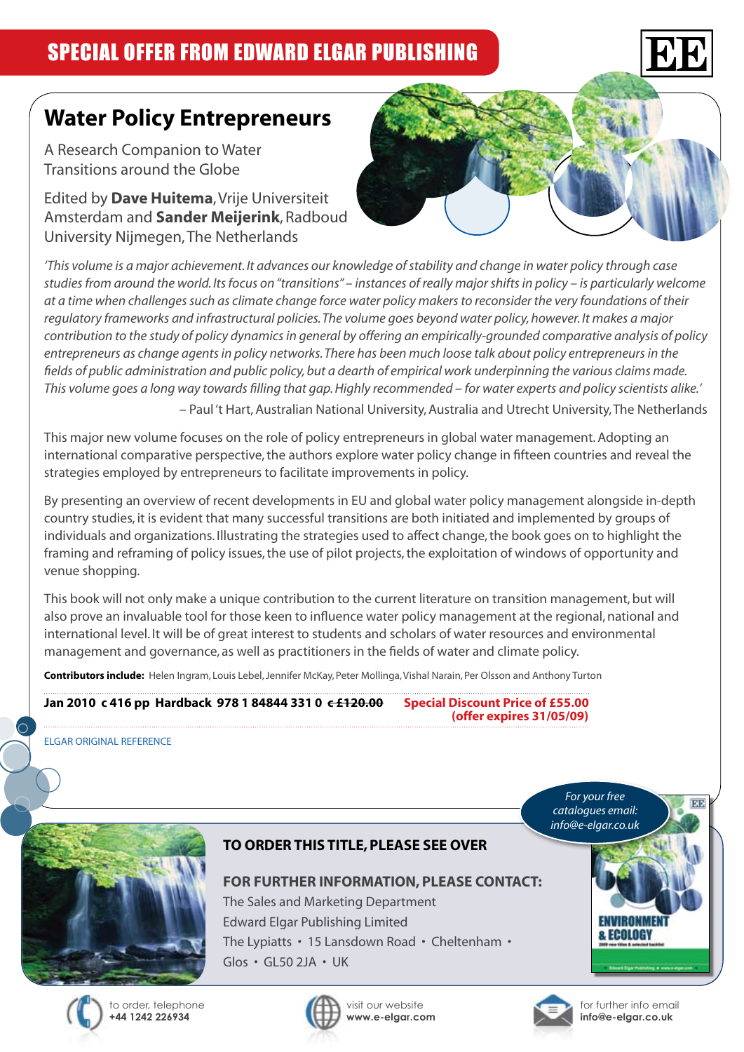# SPECIAL OFFER FROM EDWARD ELGAR PUBLISHING

## Water Policy Entrepreneurs

A Research Companion to Water Transitions around the Globe

Edited by **Dave Huitema**, Vrije Universiteit Amsterdam and **Sander Meijerink**, Radboud University Nijmegen, The Netherlands

*'This volume is a major achievement. It advances our knowledge of stability and change in water policy through case studies from around the world. Its focus on "transitions" – instances of really major shifts in policy – is particularly welcome at a time when challenges such as climate change force water policy makers to reconsider the very foundations of their regulatory frameworks and infrastructural policies. The volume goes beyond water policy, however. It makes a major contribution to the study of policy dynamics in general by offering an empirically-grounded comparative analysis of policy entrepreneurs as change agents in policy networks. There has been much loose talk about policy entrepreneurs in the fields of public administration and public policy, but a dearth of empirical work underpinning the various claims made. This volume goes a long way towards filling that gap. Highly recommended – for water experts and policy scientists alike.'*

– Paul 't Hart, Australian National University, Australia and Utrecht University, The Netherlands

This major new volume focuses on the role of policy entrepreneurs in global water management. Adopting an international comparative perspective, the authors explore water policy change in fifteen countries and reveal the strategies employed by entrepreneurs to facilitate improvements in policy.

By presenting an overview of recent developments in EU and global water policy management alongside in-depth country studies, it is evident that many successful transitions are both initiated and implemented by groups of individuals and organizations. Illustrating the strategies used to affect change, the book goes on to highlight the framing and reframing of policy issues, the use of pilot projects, the exploitation of windows of opportunity and venue shopping.

This book will not only make a unique contribution to the current literature on transition management, but will also prove an invaluable tool for those keen to influence water policy management at the regional, national and international level. It will be of great interest to students and scholars of water resources and environmental management and governance, as well as practitioners in the fields of water and climate policy.

**Contributors include:** Helen Ingram, Louis Lebel, Jennifer McKay, Peter Mollinga, Vishal Narain, Per Olsson and Anthony Turton

**Jan 2010 c 416 pp Hardback 978 1 84844 331 0 ~~c £120.00~~** **Special Discount Price of £55.00 (offer expires 31/05/09)**

ELGAR ORIGINAL REFERENCE

*For your free catalogues email: info@e-elgar.co.uk*

**TO ORDER THIS TITLE, PLEASE SEE OVER**

**FOR FURTHER INFORMATION, PLEASE CONTACT:**

The Sales and Marketing Department
Edward Elgar Publishing Limited
The Lypiatts • 15 Lansdown Road • Cheltenham • Glos • GL50 2JA • UK

to order, telephone **+44 1242 226934**

visit our website **www.e-elgar.com**

for further info email **info@e-elgar.co.uk**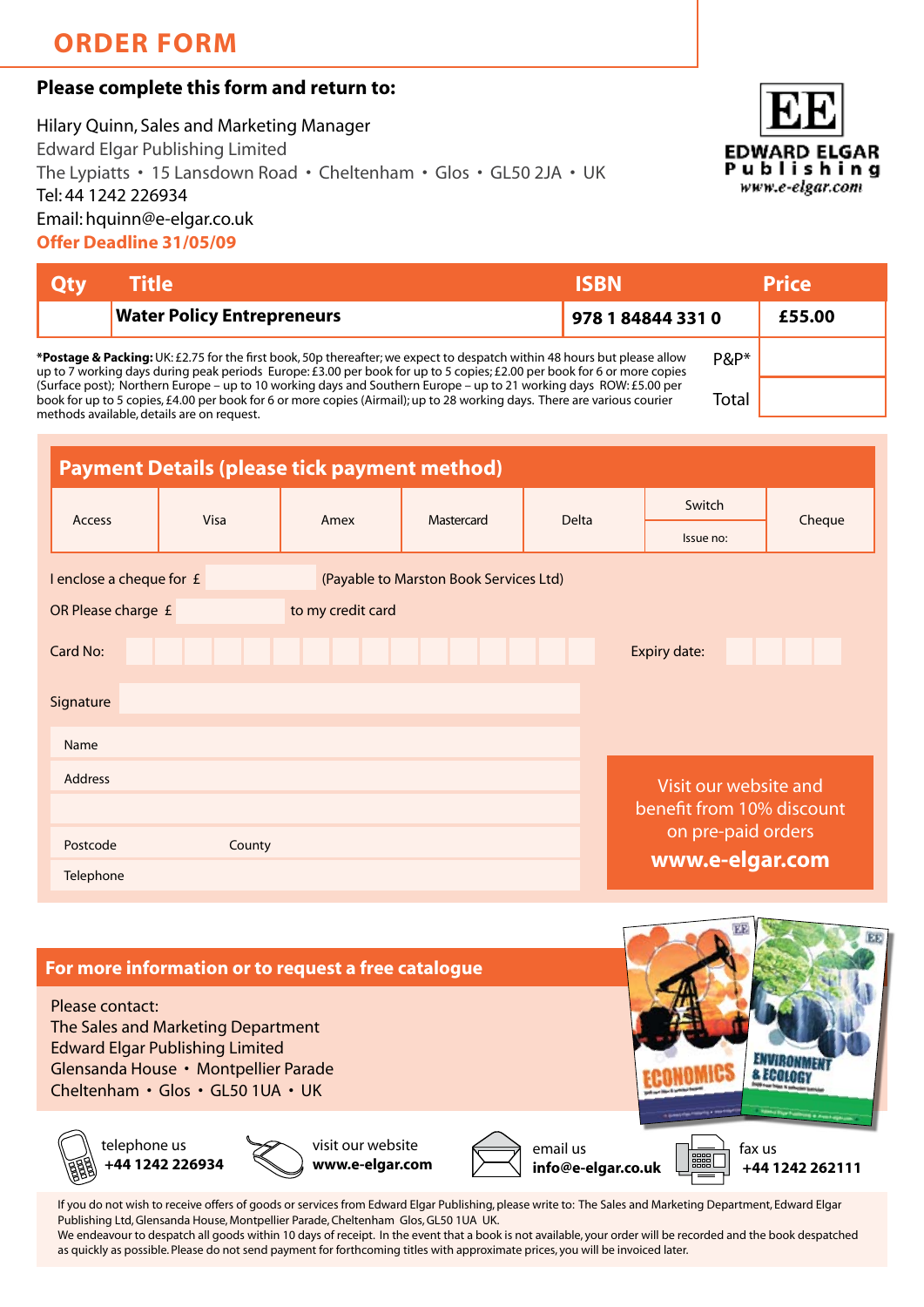# ORDER FORM

**Please complete this form and return to:**

Hilary Quinn, Sales and Marketing Manager
Edward Elgar Publishing Limited
The Lypiatts • 15 Lansdown Road • Cheltenham • Glos • GL50 2JA • UK
Tel: 44 1242 226934
Email: hquinn@e-elgar.co.uk
**Offer Deadline 31/05/09**

EDWARD ELGAR Publishing
www.e-elgar.com

| Qty | Title | ISBN | Price |
|---|---|---|---|
| | **Water Policy Entrepreneurs** | **978 1 84844 331 0** | **£55.00** |
| | | P&P* | |
| | | Total | |

***Postage & Packing:** UK: £2.75 for the first book, 50p thereafter; we expect to despatch within 48 hours but please allow up to 7 working days during peak periods Europe: £3.00 per book for up to 5 copies; £2.00 per book for 6 or more copies (Surface post); Northern Europe – up to 10 working days and Southern Europe – up to 21 working days ROW: £5.00 per book for up to 5 copies, £4.00 per book for 6 or more copies (Airmail); up to 28 working days. There are various courier methods available, details are on request.

## Payment Details (please tick payment method)

| Access | Visa | Amex | Mastercard | Delta | Switch / Issue no: | Cheque |
|---|---|---|---|---|---|---|
| | | | | | | |

I enclose a cheque for £ ______ (Payable to Marston Book Services Ltd)

OR Please charge £ ______ to my credit card

Card No: ______ Expiry date: ______

Signature ______

Name ______

Address ______

Postcode ______ County ______

Telephone ______

Visit our website and benefit from 10% discount on pre-paid orders
**www.e-elgar.com**

## For more information or to request a free catalogue

Please contact:
The Sales and Marketing Department
Edward Elgar Publishing Limited
Glensanda House • Montpellier Parade
Cheltenham • Glos • GL50 1UA • UK

telephone us **+44 1242 226934**

visit our website **www.e-elgar.com**

email us **info@e-elgar.co.uk**

fax us **+44 1242 262111**

If you do not wish to receive offers of goods or services from Edward Elgar Publishing, please write to: The Sales and Marketing Department, Edward Elgar Publishing Ltd, Glensanda House, Montpellier Parade, Cheltenham Glos, GL50 1UA UK.
We endeavour to despatch all goods within 10 days of receipt. In the event that a book is not available, your order will be recorded and the book despatched as quickly as possible. Please do not send payment for forthcoming titles with approximate prices, you will be invoiced later.